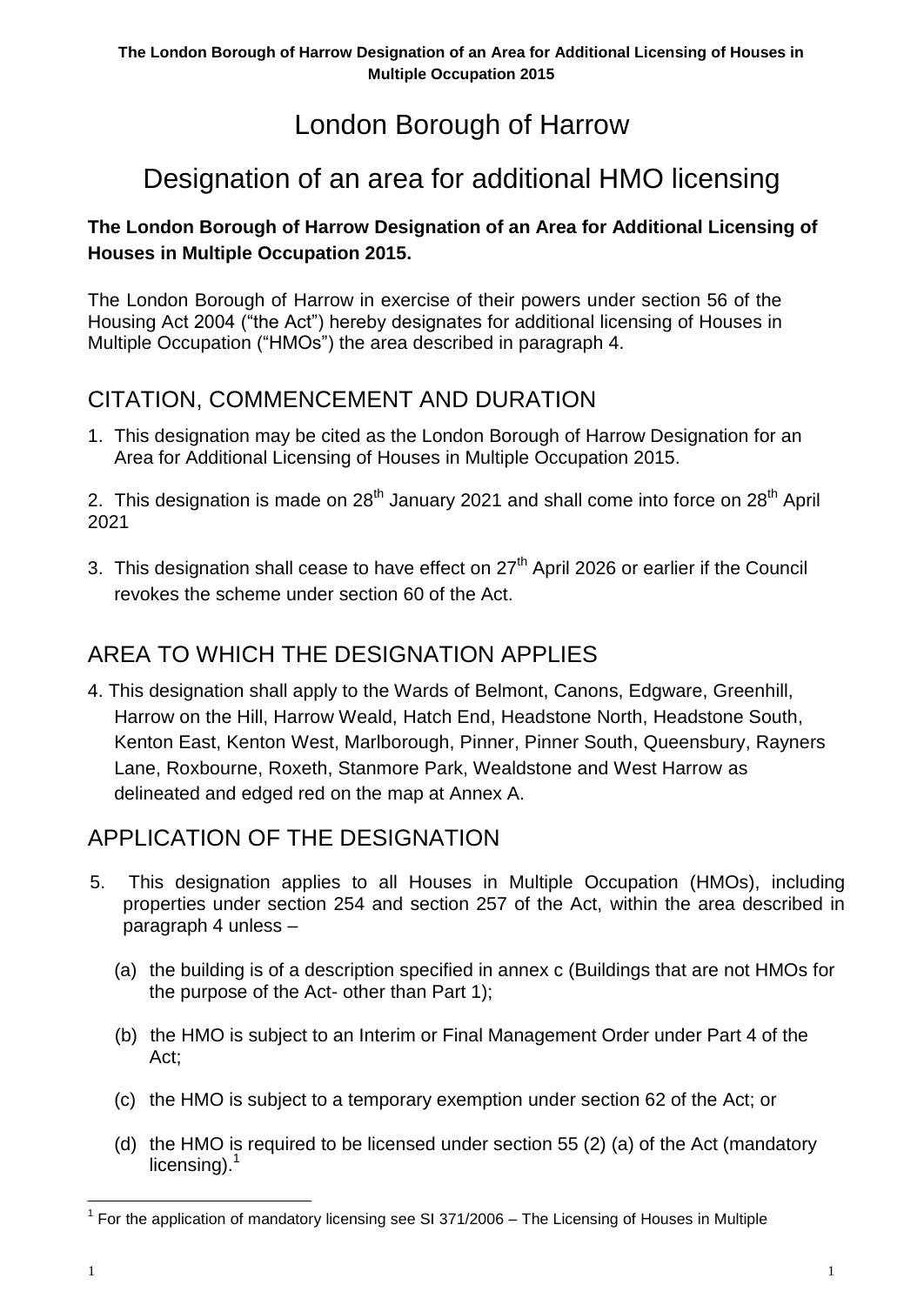# London Borough of Harrow

# Designation of an area for additional HMO licensing

**The London Borough of Harrow Designation of an Area for Additional Licensing of Houses in Multiple Occupation 2015.**

The London Borough of Harrow in exercise of their powers under section 56 of the Housing Act 2004 ("the Act") hereby designates for additional licensing of Houses in Multiple Occupation ("HMOs") the area described in paragraph 4.

## CITATION, COMMENCEMENT AND DURATION

1. This designation may be cited as the London Borough of Harrow Designation for an Area for Additional Licensing of Houses in Multiple Occupation 2015.

2. This designation is made on 28th January 2021 and shall come into force on 28th April 2021

3. This designation shall cease to have effect on 27th April 2026 or earlier if the Council revokes the scheme under section 60 of the Act.

## AREA TO WHICH THE DESIGNATION APPLIES

4. This designation shall apply to the Wards of Belmont, Canons, Edgware, Greenhill, Harrow on the Hill, Harrow Weald, Hatch End, Headstone North, Headstone South, Kenton East, Kenton West, Marlborough, Pinner, Pinner South, Queensbury, Rayners Lane, Roxbourne, Roxeth, Stanmore Park, Wealdstone and West Harrow as delineated and edged red on the map at Annex A.

## APPLICATION OF THE DESIGNATION

5. This designation applies to all Houses in Multiple Occupation (HMOs), including properties under section 254 and section 257 of the Act, within the area described in paragraph 4 unless –

   (a) the building is of a description specified in annex c (Buildings that are not HMOs for the purpose of the Act- other than Part 1);

   (b) the HMO is subject to an Interim or Final Management Order under Part 4 of the Act;

   (c) the HMO is subject to a temporary exemption under section 62 of the Act; or

   (d) the HMO is required to be licensed under section 55 (2) (a) of the Act (mandatory licensing).[1]

[1] For the application of mandatory licensing see SI 371/2006 – The Licensing of Houses in Multiple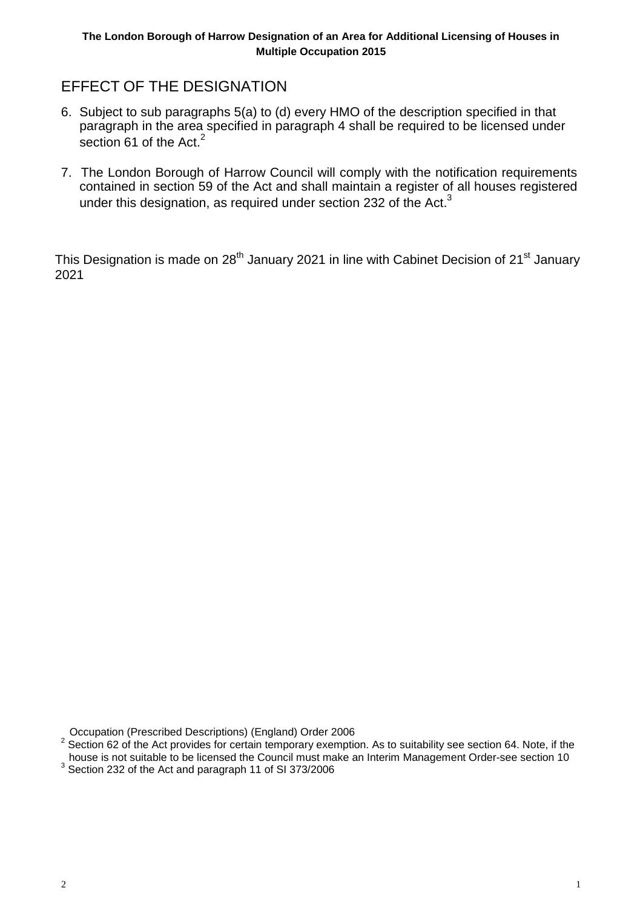## EFFECT OF THE DESIGNATION

6. Subject to sub paragraphs 5(a) to (d) every HMO of the description specified in that paragraph in the area specified in paragraph 4 shall be required to be licensed under section 61 of the Act.[2]

7. The London Borough of Harrow Council will comply with the notification requirements contained in section 59 of the Act and shall maintain a register of all houses registered under this designation, as required under section 232 of the Act.[3]

This Designation is made on 28th January 2021 in line with Cabinet Decision of 21st January 2021

Occupation (Prescribed Descriptions) (England) Order 2006

[2] Section 62 of the Act provides for certain temporary exemption. As to suitability see section 64. Note, if the house is not suitable to be licensed the Council must make an Interim Management Order-see section 10

[3] Section 232 of the Act and paragraph 11 of SI 373/2006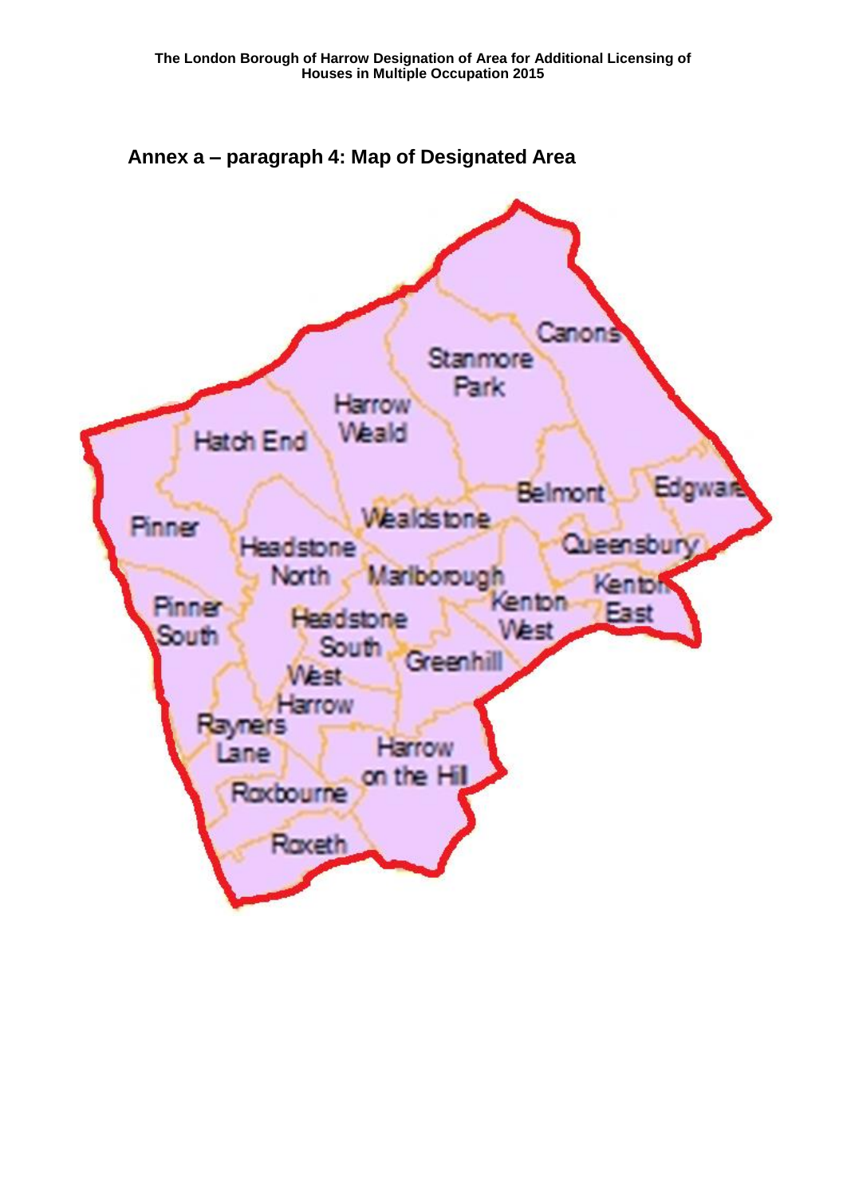## Annex a – paragraph 4: Map of Designated Area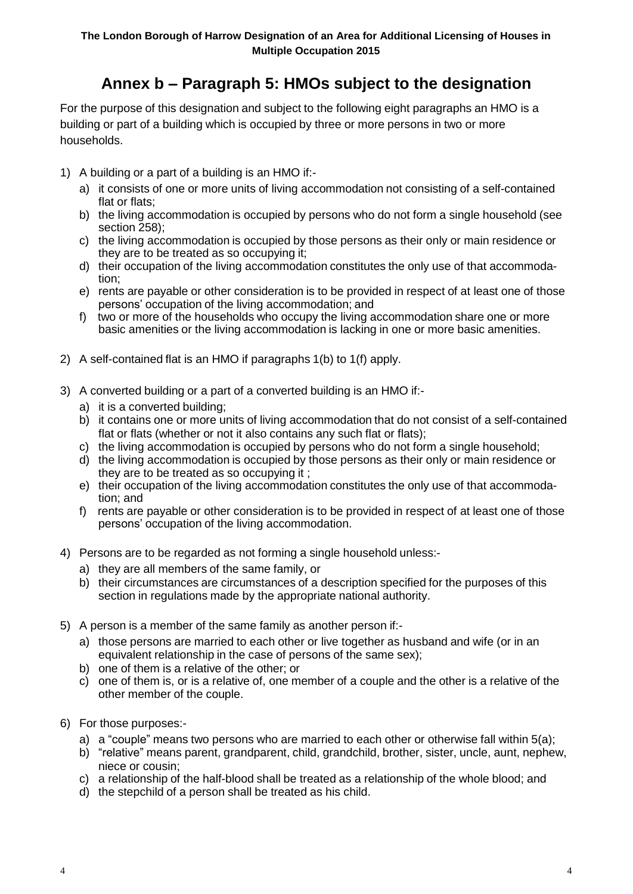**The London Borough of Harrow Designation of an Area for Additional Licensing of Houses in Multiple Occupation 2015**

# Annex b – Paragraph 5: HMOs subject to the designation

For the purpose of this designation and subject to the following eight paragraphs an HMO is a building or part of a building which is occupied by three or more persons in two or more households.

1) A building or a part of a building is an HMO if:-
   a) it consists of one or more units of living accommodation not consisting of a self-contained flat or flats;
   b) the living accommodation is occupied by persons who do not form a single household (see section 258);
   c) the living accommodation is occupied by those persons as their only or main residence or they are to be treated as so occupying it;
   d) their occupation of the living accommodation constitutes the only use of that accommodation;
   e) rents are payable or other consideration is to be provided in respect of at least one of those persons' occupation of the living accommodation; and
   f) two or more of the households who occupy the living accommodation share one or more basic amenities or the living accommodation is lacking in one or more basic amenities.

2) A self-contained flat is an HMO if paragraphs 1(b) to 1(f) apply.

3) A converted building or a part of a converted building is an HMO if:-
   a) it is a converted building;
   b) it contains one or more units of living accommodation that do not consist of a self-contained flat or flats (whether or not it also contains any such flat or flats);
   c) the living accommodation is occupied by persons who do not form a single household;
   d) the living accommodation is occupied by those persons as their only or main residence or they are to be treated as so occupying it ;
   e) their occupation of the living accommodation constitutes the only use of that accommodation; and
   f) rents are payable or other consideration is to be provided in respect of at least one of those persons' occupation of the living accommodation.

4) Persons are to be regarded as not forming a single household unless:-
   a) they are all members of the same family, or
   b) their circumstances are circumstances of a description specified for the purposes of this section in regulations made by the appropriate national authority.

5) A person is a member of the same family as another person if:-
   a) those persons are married to each other or live together as husband and wife (or in an equivalent relationship in the case of persons of the same sex);
   b) one of them is a relative of the other; or
   c) one of them is, or is a relative of, one member of a couple and the other is a relative of the other member of the couple.

6) For those purposes:-
   a) a "couple" means two persons who are married to each other or otherwise fall within 5(a);
   b) "relative" means parent, grandparent, child, grandchild, brother, sister, uncle, aunt, nephew, niece or cousin;
   c) a relationship of the half-blood shall be treated as a relationship of the whole blood; and
   d) the stepchild of a person shall be treated as his child.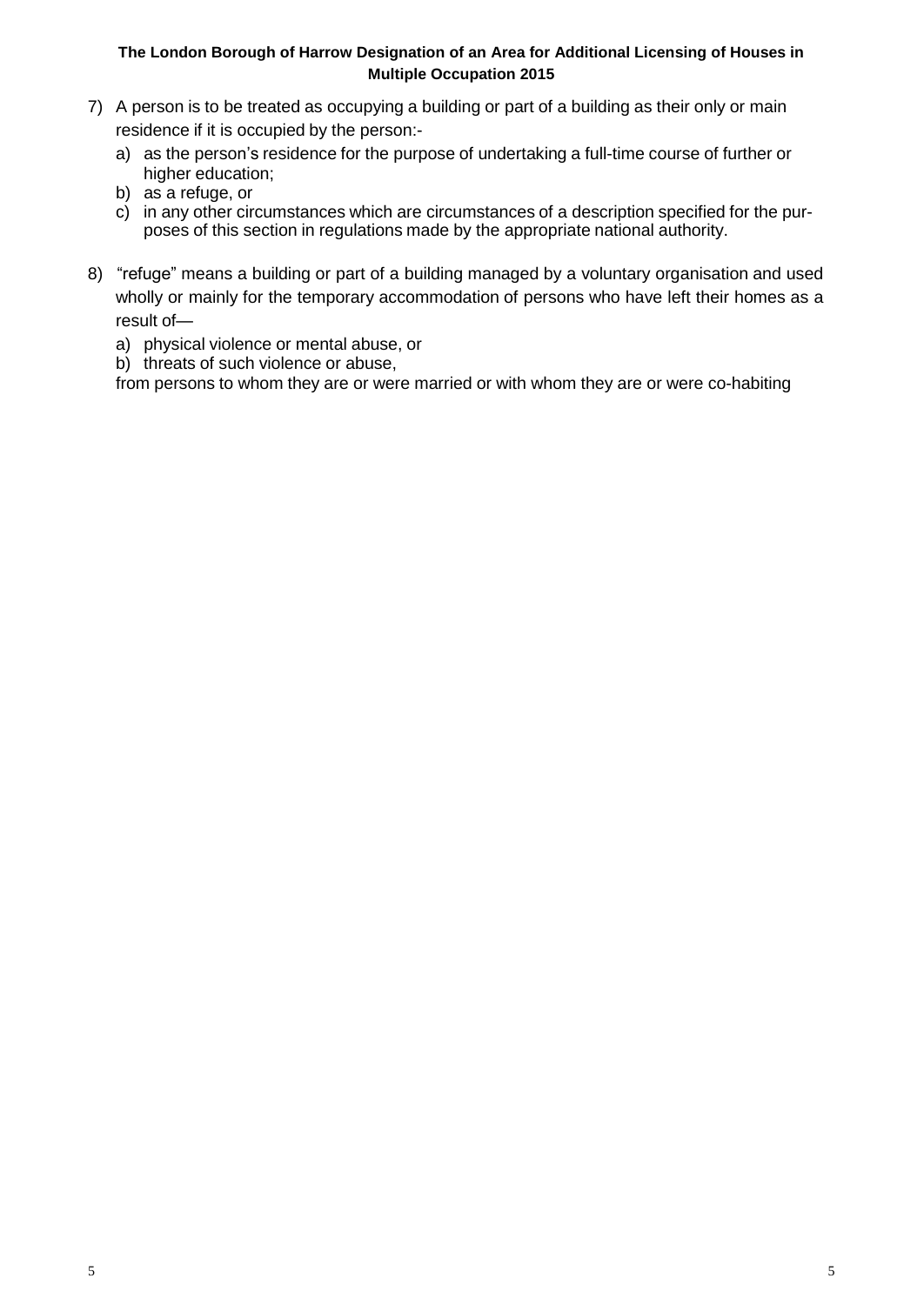7) A person is to be treated as occupying a building or part of a building as their only or main residence if it is occupied by the person:-
   a) as the person's residence for the purpose of undertaking a full-time course of further or higher education;
   b) as a refuge, or
   c) in any other circumstances which are circumstances of a description specified for the purposes of this section in regulations made by the appropriate national authority.

8) "refuge" means a building or part of a building managed by a voluntary organisation and used wholly or mainly for the temporary accommodation of persons who have left their homes as a result of—
   a) physical violence or mental abuse, or
   b) threats of such violence or abuse,

   from persons to whom they are or were married or with whom they are or were co-habiting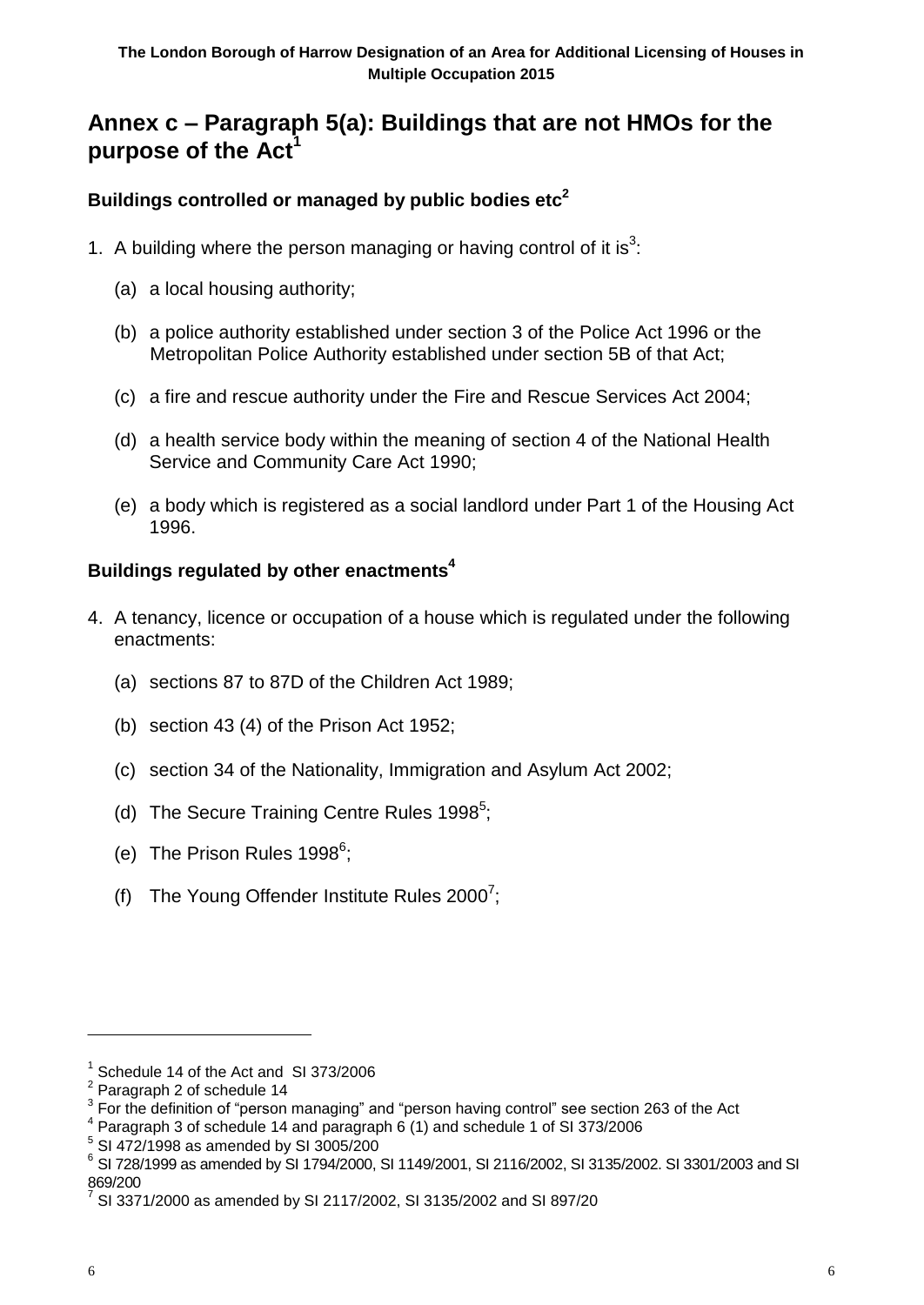## Annex c – Paragraph 5(a): Buildings that are not HMOs for the purpose of the Act[1]

### Buildings controlled or managed by public bodies etc[2]

1. A building where the person managing or having control of it is[3]:

   (a) a local housing authority;

   (b) a police authority established under section 3 of the Police Act 1996 or the Metropolitan Police Authority established under section 5B of that Act;

   (c) a fire and rescue authority under the Fire and Rescue Services Act 2004;

   (d) a health service body within the meaning of section 4 of the National Health Service and Community Care Act 1990;

   (e) a body which is registered as a social landlord under Part 1 of the Housing Act 1996.

### Buildings regulated by other enactments[4]

4. A tenancy, licence or occupation of a house which is regulated under the following enactments:

   (a) sections 87 to 87D of the Children Act 1989;

   (b) section 43 (4) of the Prison Act 1952;

   (c) section 34 of the Nationality, Immigration and Asylum Act 2002;

   (d) The Secure Training Centre Rules 1998[5];

   (e) The Prison Rules 1998[6];

   (f) The Young Offender Institute Rules 2000[7];

---

[1] Schedule 14 of the Act and SI 373/2006

[2] Paragraph 2 of schedule 14

[3] For the definition of "person managing" and "person having control" see section 263 of the Act

[4] Paragraph 3 of schedule 14 and paragraph 6 (1) and schedule 1 of SI 373/2006

[5] SI 472/1998 as amended by SI 3005/200

[6] SI 728/1999 as amended by SI 1794/2000, SI 1149/2001, SI 2116/2002, SI 3135/2002. SI 3301/2003 and SI 869/200

[7] SI 3371/2000 as amended by SI 2117/2002, SI 3135/2002 and SI 897/20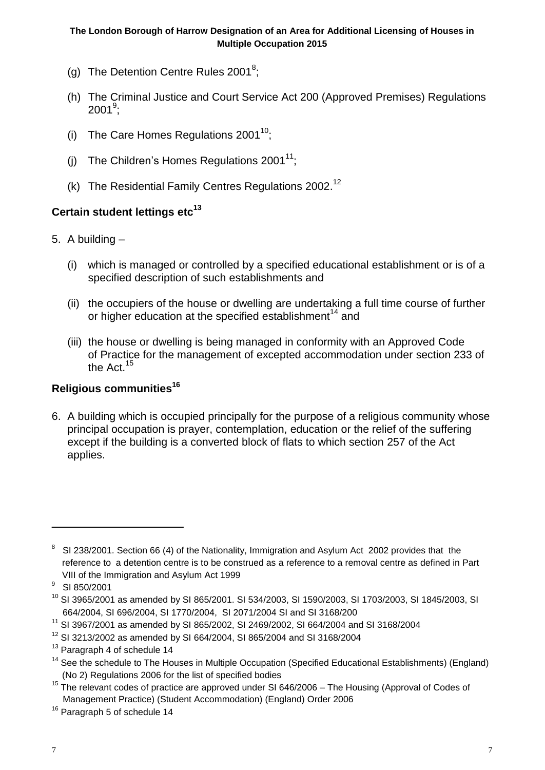(g) The Detention Centre Rules 2001[8];

(h) The Criminal Justice and Court Service Act 200 (Approved Premises) Regulations 2001[9];

(i) The Care Homes Regulations 2001[10];

(j) The Children's Homes Regulations 2001[11];

(k) The Residential Family Centres Regulations 2002.[12]

## Certain student lettings etc[13]

5. A building –

   (i) which is managed or controlled by a specified educational establishment or is of a specified description of such establishments and

   (ii) the occupiers of the house or dwelling are undertaking a full time course of further or higher education at the specified establishment[14] and

   (iii) the house or dwelling is being managed in conformity with an Approved Code of Practice for the management of excepted accommodation under section 233 of the Act.[15]

## Religious communities[16]

6. A building which is occupied principally for the purpose of a religious community whose principal occupation is prayer, contemplation, education or the relief of the suffering except if the building is a converted block of flats to which section 257 of the Act applies.

---

[8] SI 238/2001. Section 66 (4) of the Nationality, Immigration and Asylum Act 2002 provides that the reference to a detention centre is to be construed as a reference to a removal centre as defined in Part VIII of the Immigration and Asylum Act 1999

[9] SI 850/2001

[10] SI 3965/2001 as amended by SI 865/2001. SI 534/2003, SI 1590/2003, SI 1703/2003, SI 1845/2003, SI 664/2004, SI 696/2004, SI 1770/2004, SI 2071/2004 SI and SI 3168/200

[11] SI 3967/2001 as amended by SI 865/2002, SI 2469/2002, SI 664/2004 and SI 3168/2004

[12] SI 3213/2002 as amended by SI 664/2004, SI 865/2004 and SI 3168/2004

[13] Paragraph 4 of schedule 14

[14] See the schedule to The Houses in Multiple Occupation (Specified Educational Establishments) (England) (No 2) Regulations 2006 for the list of specified bodies

[15] The relevant codes of practice are approved under SI 646/2006 – The Housing (Approval of Codes of Management Practice) (Student Accommodation) (England) Order 2006

[16] Paragraph 5 of schedule 14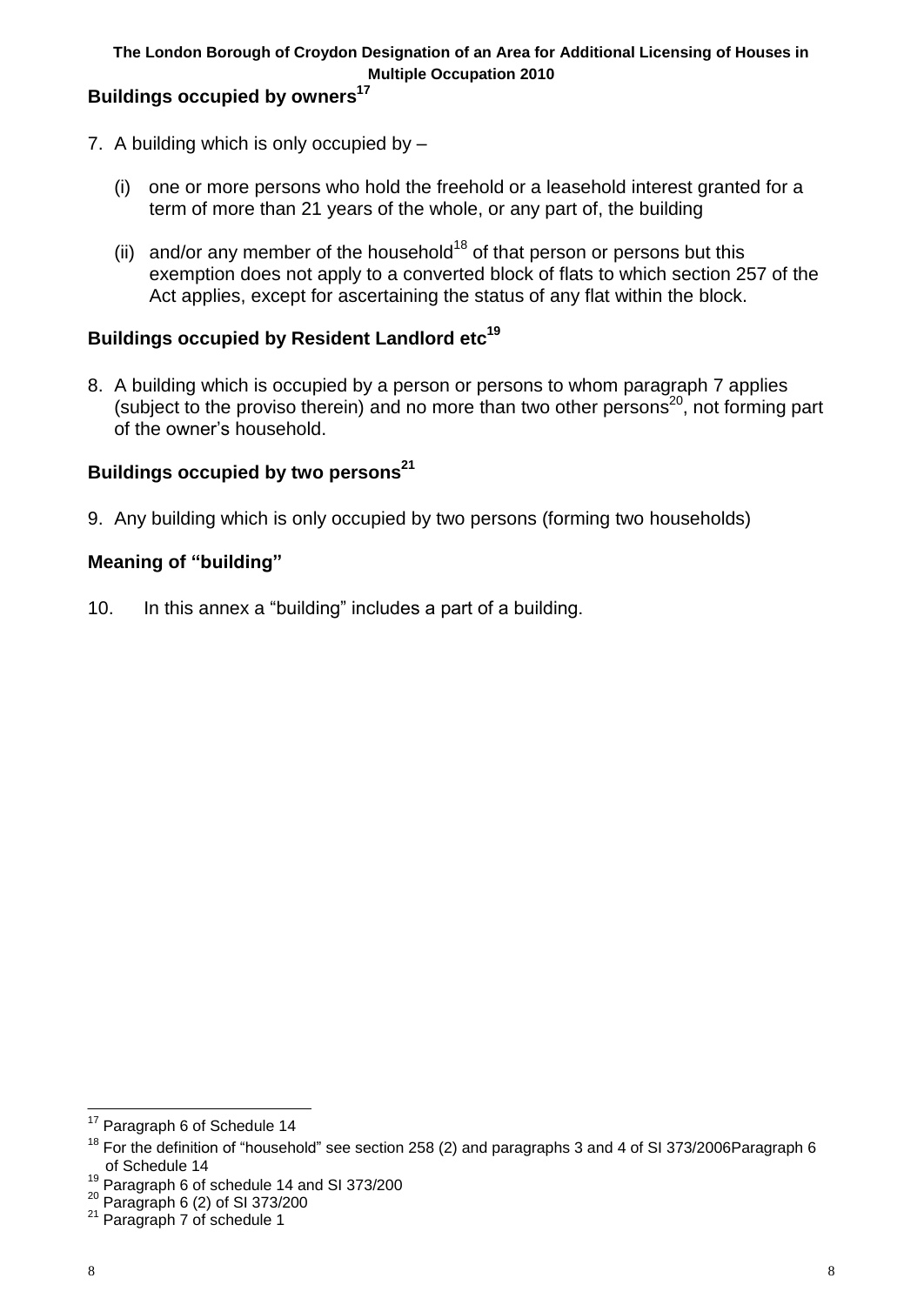**Buildings occupied by owners**[17]

7. A building which is only occupied by –

   (i) one or more persons who hold the freehold or a leasehold interest granted for a term of more than 21 years of the whole, or any part of, the building

   (ii) and/or any member of the household[18] of that person or persons but this exemption does not apply to a converted block of flats to which section 257 of the Act applies, except for ascertaining the status of any flat within the block.

**Buildings occupied by Resident Landlord etc**[19]

8. A building which is occupied by a person or persons to whom paragraph 7 applies (subject to the proviso therein) and no more than two other persons[20], not forming part of the owner's household.

**Buildings occupied by two persons**[21]

9. Any building which is only occupied by two persons (forming two households)

**Meaning of "building"**

10. In this annex a "building" includes a part of a building.

---

[17] Paragraph 6 of Schedule 14

[18] For the definition of "household" see section 258 (2) and paragraphs 3 and 4 of SI 373/2006Paragraph 6 of Schedule 14

[19] Paragraph 6 of schedule 14 and SI 373/200

[20] Paragraph 6 (2) of SI 373/200

[21] Paragraph 7 of schedule 1